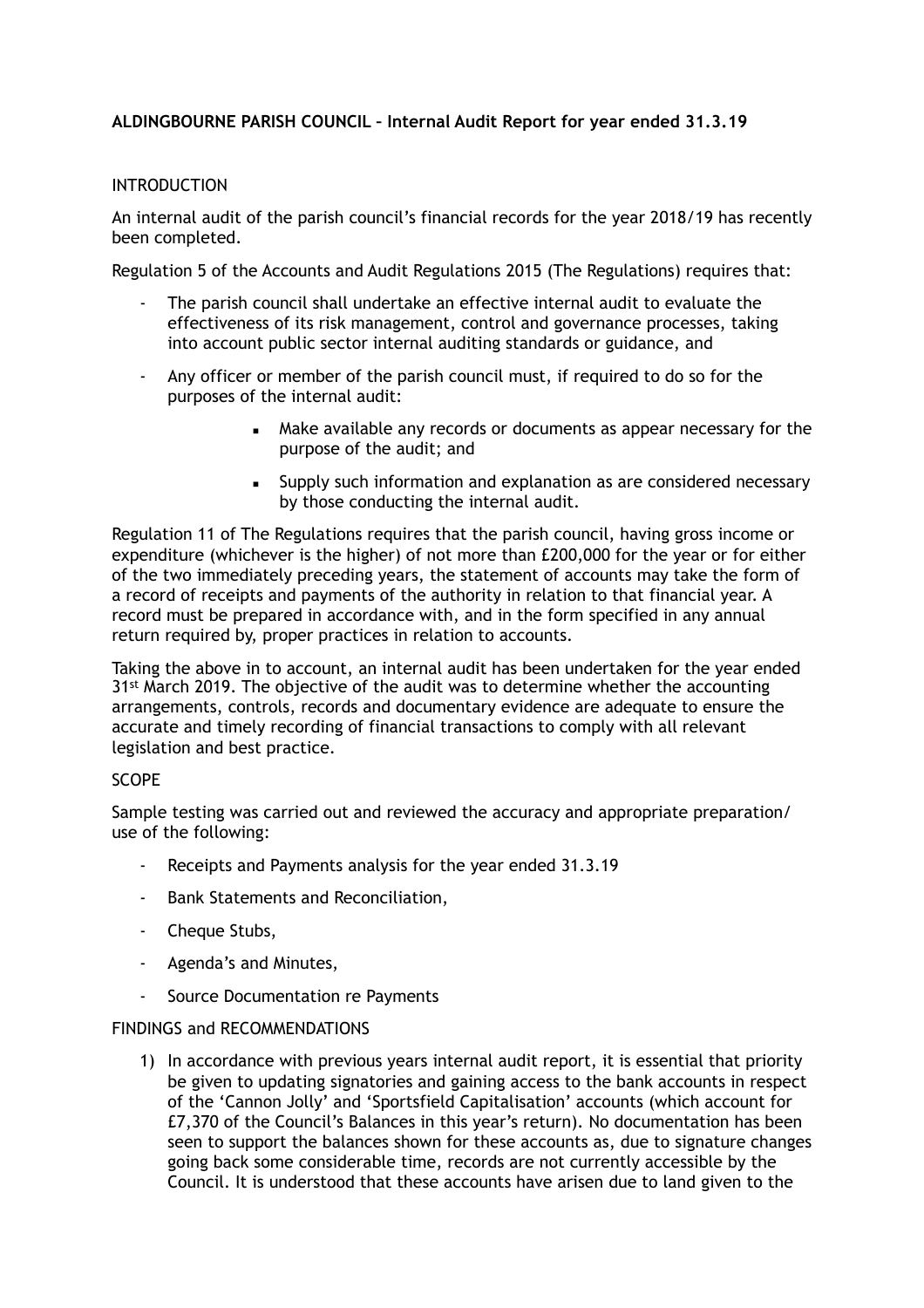**ALDINGBOURNE PARISH COUNCIL – Internal Audit Report for year ended 31.3.19**

INTRODUCTION

An internal audit of the parish council's financial records for the year 2018/19 has recently been completed.

Regulation 5 of the Accounts and Audit Regulations 2015 (The Regulations) requires that:

- The parish council shall undertake an effective internal audit to evaluate the effectiveness of its risk management, control and governance processes, taking into account public sector internal auditing standards or guidance, and
- Any officer or member of the parish council must, if required to do so for the purposes of the internal audit:
  - Make available any records or documents as appear necessary for the purpose of the audit; and
  - Supply such information and explanation as are considered necessary by those conducting the internal audit.

Regulation 11 of The Regulations requires that the parish council, having gross income or expenditure (whichever is the higher) of not more than £200,000 for the year or for either of the two immediately preceding years, the statement of accounts may take the form of a record of receipts and payments of the authority in relation to that financial year. A record must be prepared in accordance with, and in the form specified in any annual return required by, proper practices in relation to accounts.

Taking the above in to account, an internal audit has been undertaken for the year ended 31st March 2019. The objective of the audit was to determine whether the accounting arrangements, controls, records and documentary evidence are adequate to ensure the accurate and timely recording of financial transactions to comply with all relevant legislation and best practice.

SCOPE

Sample testing was carried out and reviewed the accuracy and appropriate preparation/ use of the following:

- Receipts and Payments analysis for the year ended 31.3.19
- Bank Statements and Reconciliation,
- Cheque Stubs,
- Agenda's and Minutes,
- Source Documentation re Payments

FINDINGS and RECOMMENDATIONS

1) In accordance with previous years internal audit report, it is essential that priority be given to updating signatories and gaining access to the bank accounts in respect of the 'Cannon Jolly' and 'Sportsfield Capitalisation' accounts (which account for £7,370 of the Council's Balances in this year's return). No documentation has been seen to support the balances shown for these accounts as, due to signature changes going back some considerable time, records are not currently accessible by the Council. It is understood that these accounts have arisen due to land given to the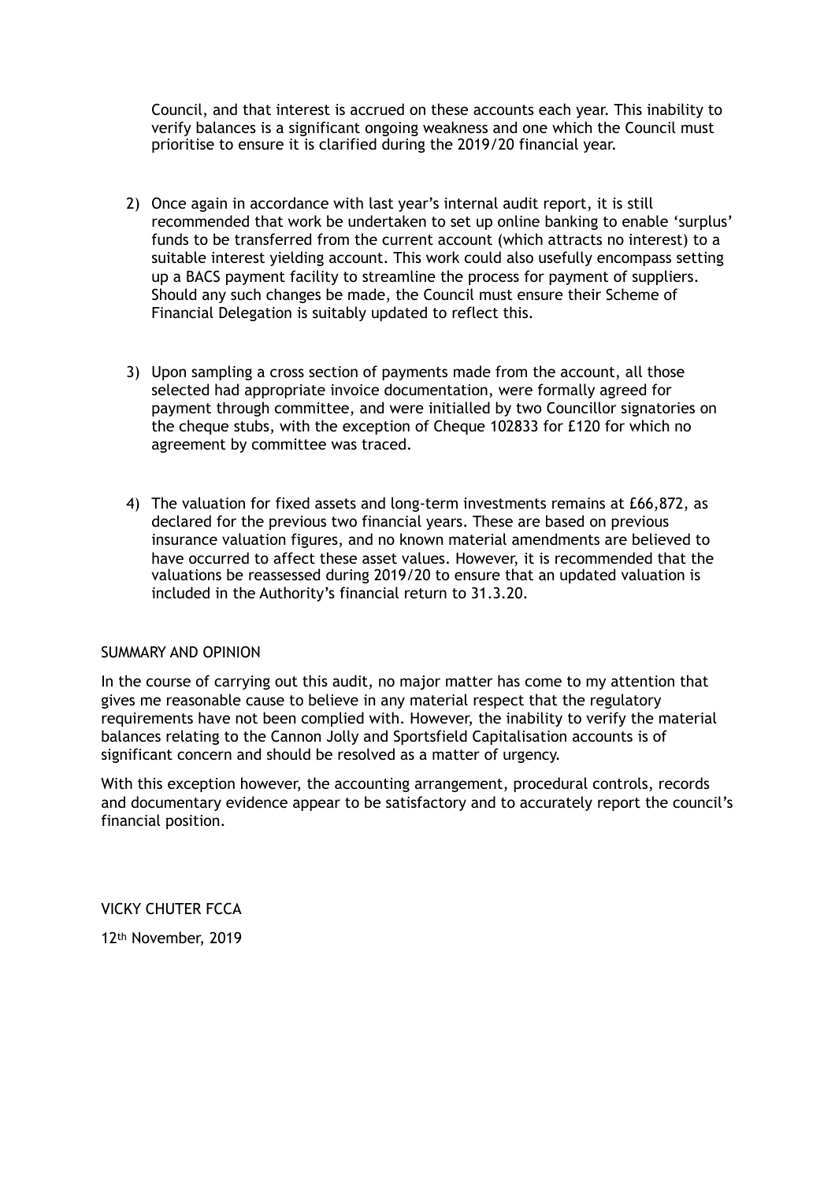Council, and that interest is accrued on these accounts each year. This inability to verify balances is a significant ongoing weakness and one which the Council must prioritise to ensure it is clarified during the 2019/20 financial year.

2) Once again in accordance with last year's internal audit report, it is still recommended that work be undertaken to set up online banking to enable 'surplus' funds to be transferred from the current account (which attracts no interest) to a suitable interest yielding account. This work could also usefully encompass setting up a BACS payment facility to streamline the process for payment of suppliers. Should any such changes be made, the Council must ensure their Scheme of Financial Delegation is suitably updated to reflect this.

3) Upon sampling a cross section of payments made from the account, all those selected had appropriate invoice documentation, were formally agreed for payment through committee, and were initialled by two Councillor signatories on the cheque stubs, with the exception of Cheque 102833 for £120 for which no agreement by committee was traced.

4) The valuation for fixed assets and long-term investments remains at £66,872, as declared for the previous two financial years. These are based on previous insurance valuation figures, and no known material amendments are believed to have occurred to affect these asset values. However, it is recommended that the valuations be reassessed during 2019/20 to ensure that an updated valuation is included in the Authority's financial return to 31.3.20.

SUMMARY AND OPINION

In the course of carrying out this audit, no major matter has come to my attention that gives me reasonable cause to believe in any material respect that the regulatory requirements have not been complied with. However, the inability to verify the material balances relating to the Cannon Jolly and Sportsfield Capitalisation accounts is of significant concern and should be resolved as a matter of urgency.

With this exception however, the accounting arrangement, procedural controls, records and documentary evidence appear to be satisfactory and to accurately report the council's financial position.

VICKY CHUTER FCCA

12th November, 2019